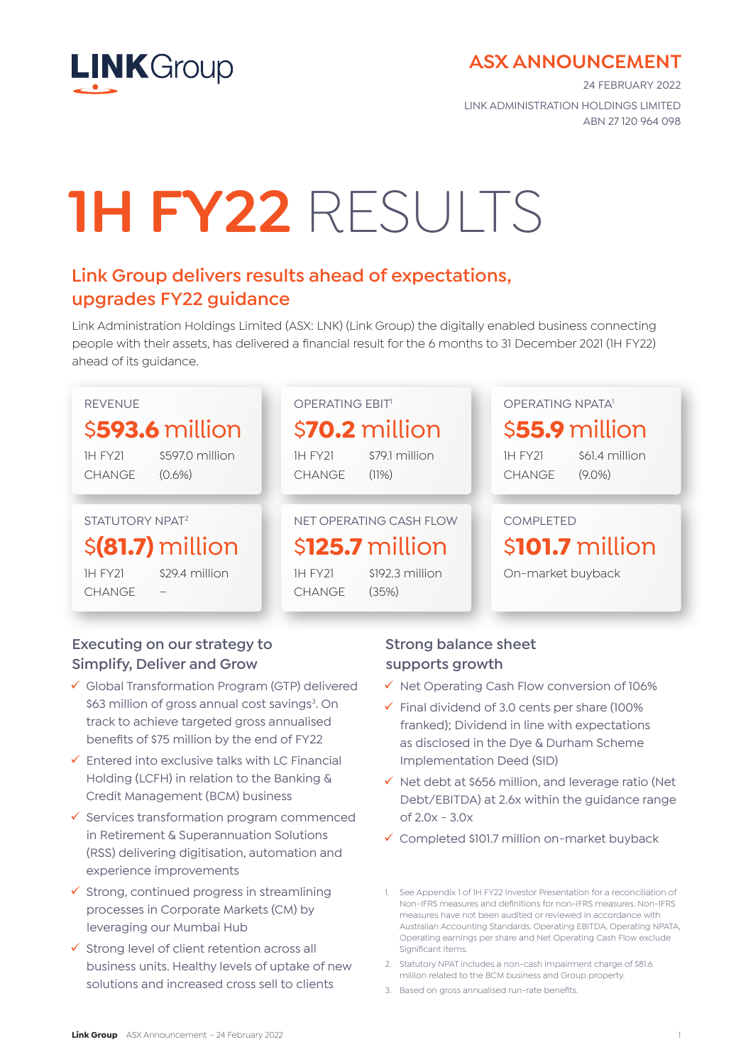LINK Group

# ASX ANNOUNCEMENT

24 FEBRUARY 2022

LINK ADMINISTRATION HOLDINGS LIMITED
ABN 27 120 964 098

# 1H FY22 RESULTS

## Link Group delivers results ahead of expectations, upgrades FY22 guidance

Link Administration Holdings Limited (ASX: LNK) (Link Group) the digitally enabled business connecting people with their assets, has delivered a financial result for the 6 months to 31 December 2021 (1H FY22) ahead of its guidance.

**REVENUE**
**$593.6 million**

| | |
|---|---|
| 1H FY21 | $597.0 million |
| CHANGE | (0.6%) |

**OPERATING EBIT[1]**
**$70.2 million**

| | |
|---|---|
| 1H FY21 | $79.1 million |
| CHANGE | (11%) |

**OPERATING NPATA[1]**
**$55.9 million**

| | |
|---|---|
| 1H FY21 | $61.4 million |
| CHANGE | (9.0%) |

**STATUTORY NPAT[2]**
**$(81.7) million**

| | |
|---|---|
| 1H FY21 | $29.4 million |
| CHANGE | – |

**NET OPERATING CASH FLOW**
**$125.7 million**

| | |
|---|---|
| 1H FY21 | $192.3 million |
| CHANGE | (35%) |

**COMPLETED**
**$101.7 million**

On-market buyback

### Executing on our strategy to Simplify, Deliver and Grow

- ✓ Global Transformation Program (GTP) delivered $63 million of gross annual cost savings[3]. On track to achieve targeted gross annualised benefits of $75 million by the end of FY22
- ✓ Entered into exclusive talks with LC Financial Holding (LCFH) in relation to the Banking & Credit Management (BCM) business
- ✓ Services transformation program commenced in Retirement & Superannuation Solutions (RSS) delivering digitisation, automation and experience improvements
- ✓ Strong, continued progress in streamlining processes in Corporate Markets (CM) by leveraging our Mumbai Hub
- ✓ Strong level of client retention across all business units. Healthy levels of uptake of new solutions and increased cross sell to clients

### Strong balance sheet supports growth

- ✓ Net Operating Cash Flow conversion of 106%
- ✓ Final dividend of 3.0 cents per share (100% franked); Dividend in line with expectations as disclosed in the Dye & Durham Scheme Implementation Deed (SID)
- ✓ Net debt at $656 million, and leverage ratio (Net Debt/EBITDA) at 2.6x within the guidance range of 2.0x - 3.0x
- ✓ Completed $101.7 million on-market buyback

1. See Appendix 1 of 1H FY22 Investor Presentation for a reconciliation of Non-IFRS measures and definitions for non-IFRS measures. Non-IFRS measures have not been audited or reviewed in accordance with Australian Accounting Standards. Operating EBITDA, Operating NPATA, Operating earnings per share and Net Operating Cash Flow exclude Significant Items.
2. Statutory NPAT includes a non-cash impairment charge of $81.6 million related to the BCM business and Group property.
3. Based on gross annualised run-rate benefits.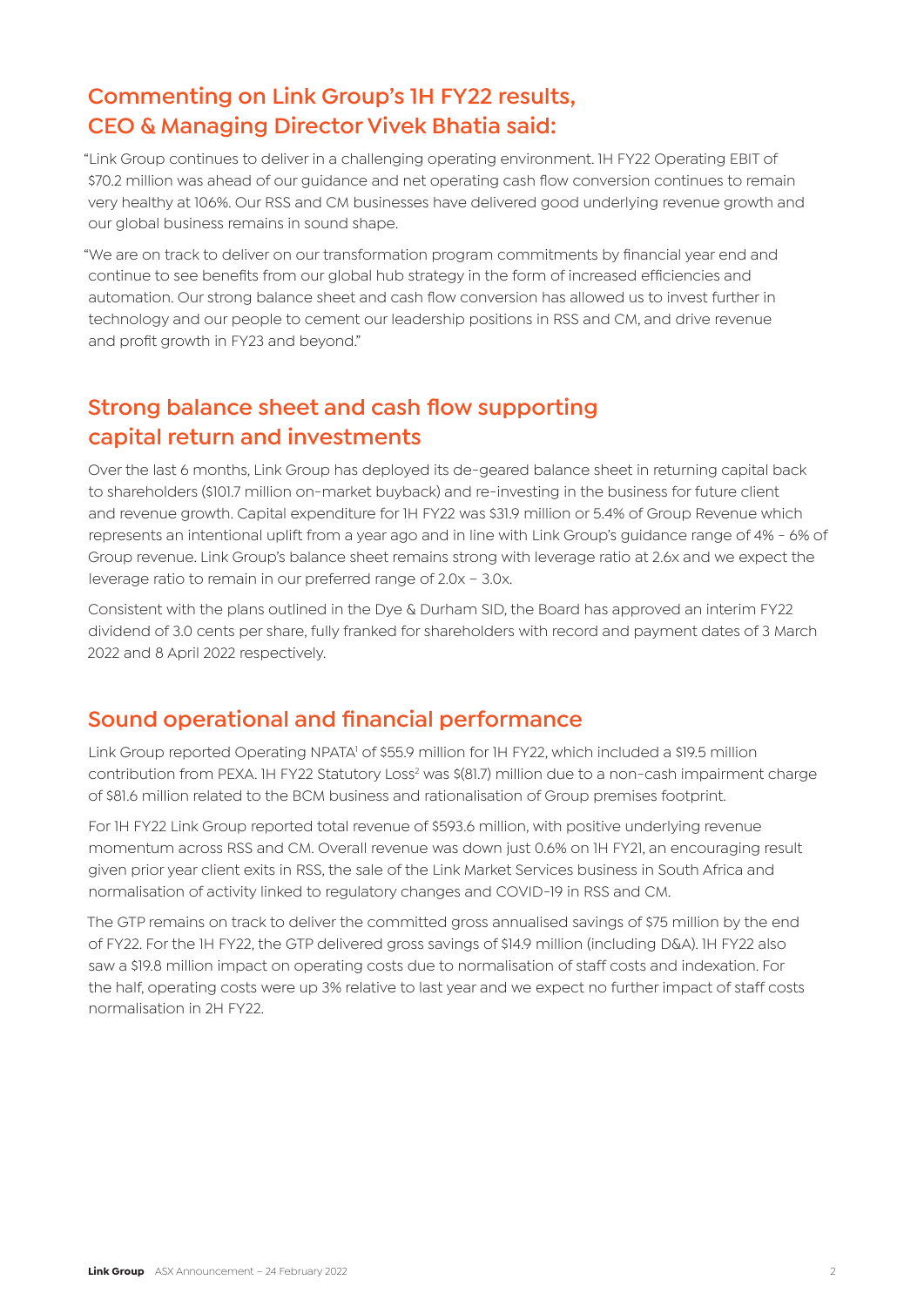## Commenting on Link Group's 1H FY22 results, CEO & Managing Director Vivek Bhatia said:

"Link Group continues to deliver in a challenging operating environment. 1H FY22 Operating EBIT of $70.2 million was ahead of our guidance and net operating cash flow conversion continues to remain very healthy at 106%. Our RSS and CM businesses have delivered good underlying revenue growth and our global business remains in sound shape.

"We are on track to deliver on our transformation program commitments by financial year end and continue to see benefits from our global hub strategy in the form of increased efficiencies and automation. Our strong balance sheet and cash flow conversion has allowed us to invest further in technology and our people to cement our leadership positions in RSS and CM, and drive revenue and profit growth in FY23 and beyond."

## Strong balance sheet and cash flow supporting capital return and investments

Over the last 6 months, Link Group has deployed its de-geared balance sheet in returning capital back to shareholders ($101.7 million on-market buyback) and re-investing in the business for future client and revenue growth. Capital expenditure for 1H FY22 was $31.9 million or 5.4% of Group Revenue which represents an intentional uplift from a year ago and in line with Link Group's guidance range of 4% - 6% of Group revenue. Link Group's balance sheet remains strong with leverage ratio at 2.6x and we expect the leverage ratio to remain in our preferred range of 2.0x – 3.0x.

Consistent with the plans outlined in the Dye & Durham SID, the Board has approved an interim FY22 dividend of 3.0 cents per share, fully franked for shareholders with record and payment dates of 3 March 2022 and 8 April 2022 respectively.

## Sound operational and financial performance

Link Group reported Operating NPATA[1] of $55.9 million for 1H FY22, which included a $19.5 million contribution from PEXA. 1H FY22 Statutory Loss[2] was $(81.7) million due to a non-cash impairment charge of $81.6 million related to the BCM business and rationalisation of Group premises footprint.

For 1H FY22 Link Group reported total revenue of $593.6 million, with positive underlying revenue momentum across RSS and CM. Overall revenue was down just 0.6% on 1H FY21, an encouraging result given prior year client exits in RSS, the sale of the Link Market Services business in South Africa and normalisation of activity linked to regulatory changes and COVID-19 in RSS and CM.

The GTP remains on track to deliver the committed gross annualised savings of $75 million by the end of FY22. For the 1H FY22, the GTP delivered gross savings of $14.9 million (including D&A). 1H FY22 also saw a $19.8 million impact on operating costs due to normalisation of staff costs and indexation. For the half, operating costs were up 3% relative to last year and we expect no further impact of staff costs normalisation in 2H FY22.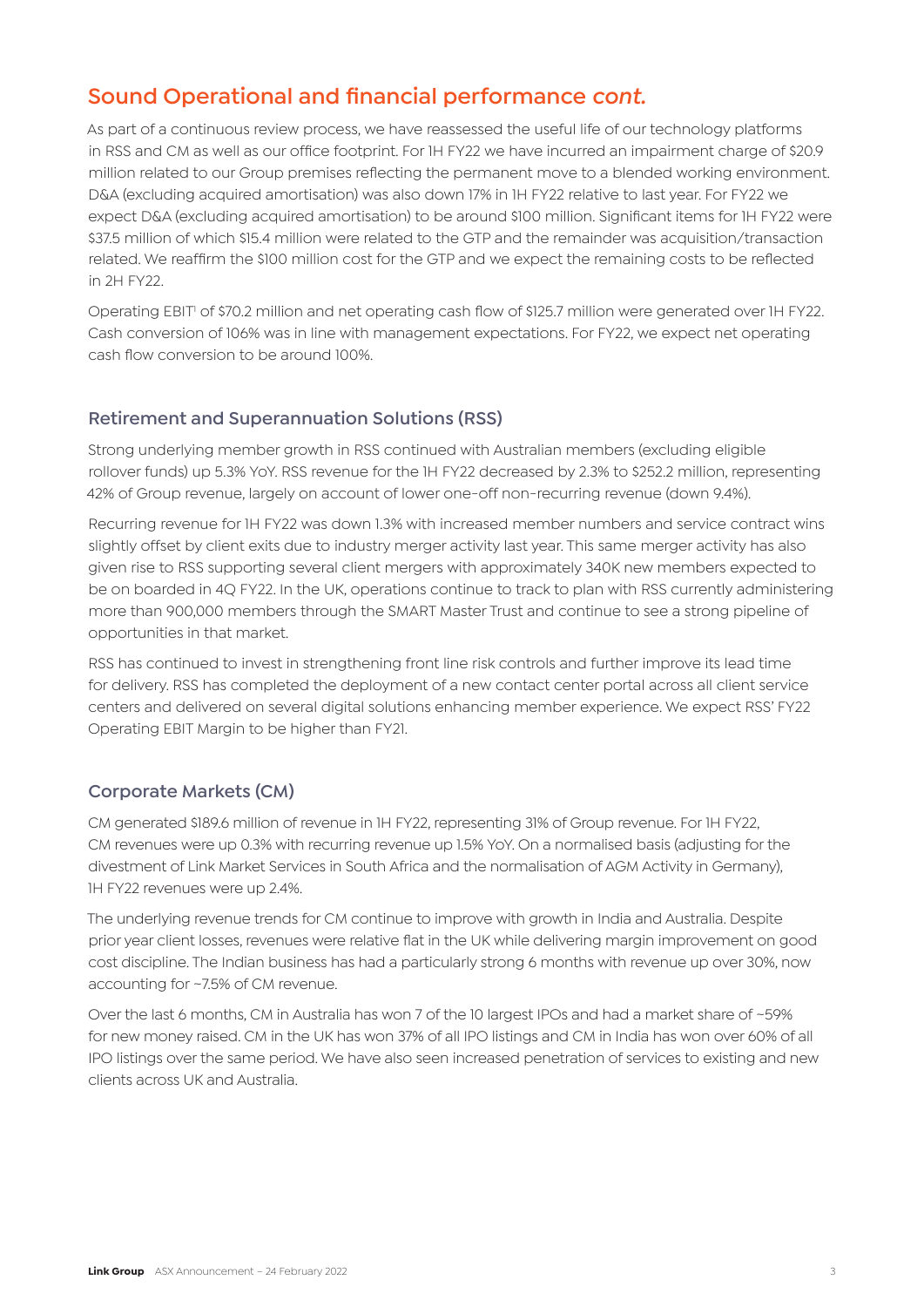## Sound Operational and financial performance *cont.*

As part of a continuous review process, we have reassessed the useful life of our technology platforms in RSS and CM as well as our office footprint. For 1H FY22 we have incurred an impairment charge of $20.9 million related to our Group premises reflecting the permanent move to a blended working environment. D&A (excluding acquired amortisation) was also down 17% in 1H FY22 relative to last year. For FY22 we expect D&A (excluding acquired amortisation) to be around $100 million. Significant items for 1H FY22 were $37.5 million of which $15.4 million were related to the GTP and the remainder was acquisition/transaction related. We reaffirm the $100 million cost for the GTP and we expect the remaining costs to be reflected in 2H FY22.

Operating EBIT[1] of $70.2 million and net operating cash flow of $125.7 million were generated over 1H FY22. Cash conversion of 106% was in line with management expectations. For FY22, we expect net operating cash flow conversion to be around 100%.

### Retirement and Superannuation Solutions (RSS)

Strong underlying member growth in RSS continued with Australian members (excluding eligible rollover funds) up 5.3% YoY. RSS revenue for the 1H FY22 decreased by 2.3% to $252.2 million, representing 42% of Group revenue, largely on account of lower one-off non-recurring revenue (down 9.4%).

Recurring revenue for 1H FY22 was down 1.3% with increased member numbers and service contract wins slightly offset by client exits due to industry merger activity last year. This same merger activity has also given rise to RSS supporting several client mergers with approximately 340K new members expected to be on boarded in 4Q FY22. In the UK, operations continue to track to plan with RSS currently administering more than 900,000 members through the SMART Master Trust and continue to see a strong pipeline of opportunities in that market.

RSS has continued to invest in strengthening front line risk controls and further improve its lead time for delivery. RSS has completed the deployment of a new contact center portal across all client service centers and delivered on several digital solutions enhancing member experience. We expect RSS' FY22 Operating EBIT Margin to be higher than FY21.

### Corporate Markets (CM)

CM generated $189.6 million of revenue in 1H FY22, representing 31% of Group revenue. For 1H FY22, CM revenues were up 0.3% with recurring revenue up 1.5% YoY. On a normalised basis (adjusting for the divestment of Link Market Services in South Africa and the normalisation of AGM Activity in Germany), 1H FY22 revenues were up 2.4%.

The underlying revenue trends for CM continue to improve with growth in India and Australia. Despite prior year client losses, revenues were relative flat in the UK while delivering margin improvement on good cost discipline. The Indian business has had a particularly strong 6 months with revenue up over 30%, now accounting for ~7.5% of CM revenue.

Over the last 6 months, CM in Australia has won 7 of the 10 largest IPOs and had a market share of ~59% for new money raised. CM in the UK has won 37% of all IPO listings and CM in India has won over 60% of all IPO listings over the same period. We have also seen increased penetration of services to existing and new clients across UK and Australia.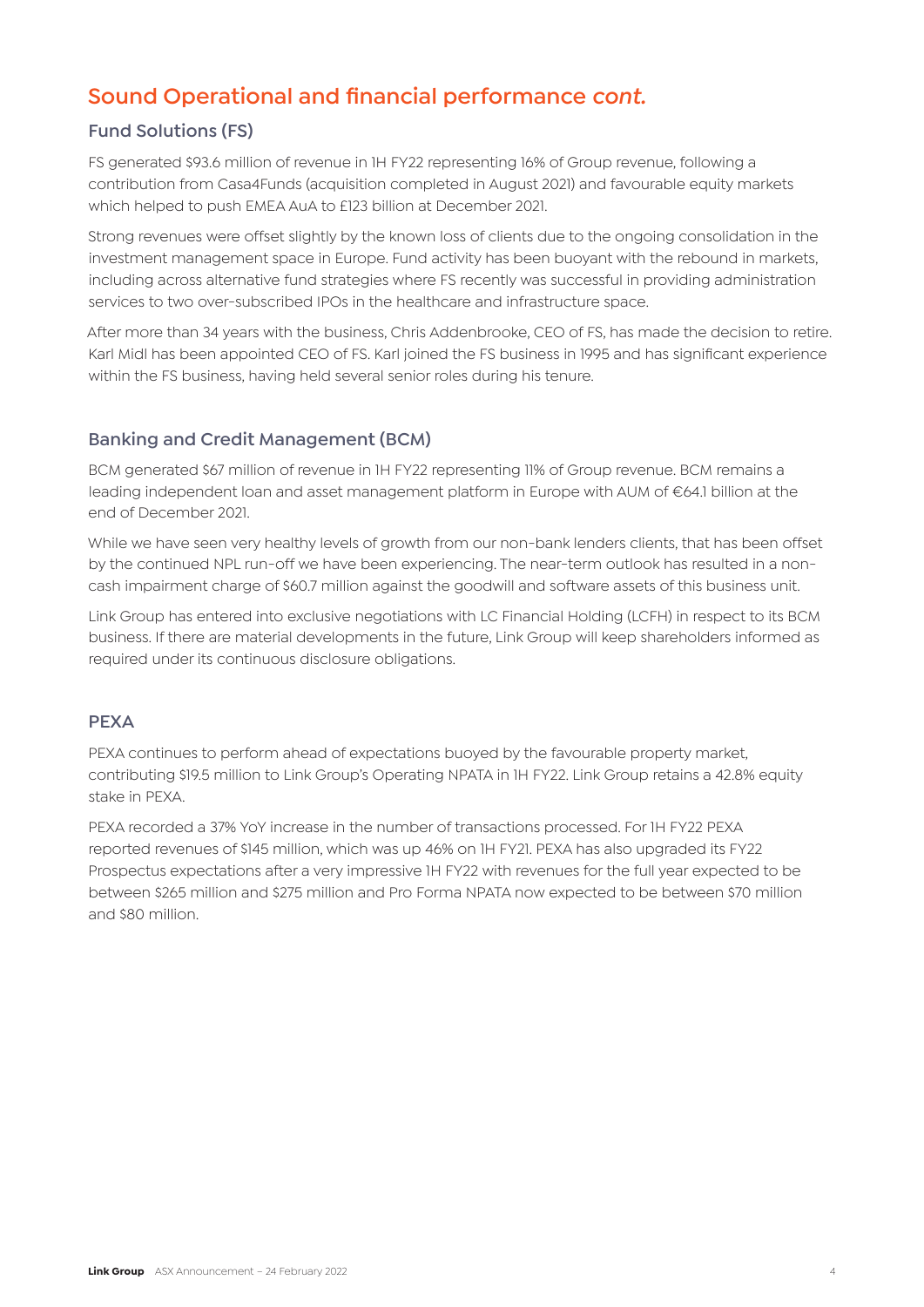# Sound Operational and financial performance *cont.*

## Fund Solutions (FS)

FS generated $93.6 million of revenue in 1H FY22 representing 16% of Group revenue, following a contribution from Casa4Funds (acquisition completed in August 2021) and favourable equity markets which helped to push EMEA AuA to £123 billion at December 2021.

Strong revenues were offset slightly by the known loss of clients due to the ongoing consolidation in the investment management space in Europe. Fund activity has been buoyant with the rebound in markets, including across alternative fund strategies where FS recently was successful in providing administration services to two over-subscribed IPOs in the healthcare and infrastructure space.

After more than 34 years with the business, Chris Addenbrooke, CEO of FS, has made the decision to retire. Karl Midl has been appointed CEO of FS. Karl joined the FS business in 1995 and has significant experience within the FS business, having held several senior roles during his tenure.

## Banking and Credit Management (BCM)

BCM generated $67 million of revenue in 1H FY22 representing 11% of Group revenue. BCM remains a leading independent loan and asset management platform in Europe with AUM of €64.1 billion at the end of December 2021.

While we have seen very healthy levels of growth from our non-bank lenders clients, that has been offset by the continued NPL run-off we have been experiencing. The near-term outlook has resulted in a non-cash impairment charge of $60.7 million against the goodwill and software assets of this business unit.

Link Group has entered into exclusive negotiations with LC Financial Holding (LCFH) in respect to its BCM business. If there are material developments in the future, Link Group will keep shareholders informed as required under its continuous disclosure obligations.

## PEXA

PEXA continues to perform ahead of expectations buoyed by the favourable property market, contributing $19.5 million to Link Group's Operating NPATA in 1H FY22. Link Group retains a 42.8% equity stake in PEXA.

PEXA recorded a 37% YoY increase in the number of transactions processed. For 1H FY22 PEXA reported revenues of $145 million, which was up 46% on 1H FY21. PEXA has also upgraded its FY22 Prospectus expectations after a very impressive 1H FY22 with revenues for the full year expected to be between $265 million and $275 million and Pro Forma NPATA now expected to be between $70 million and $80 million.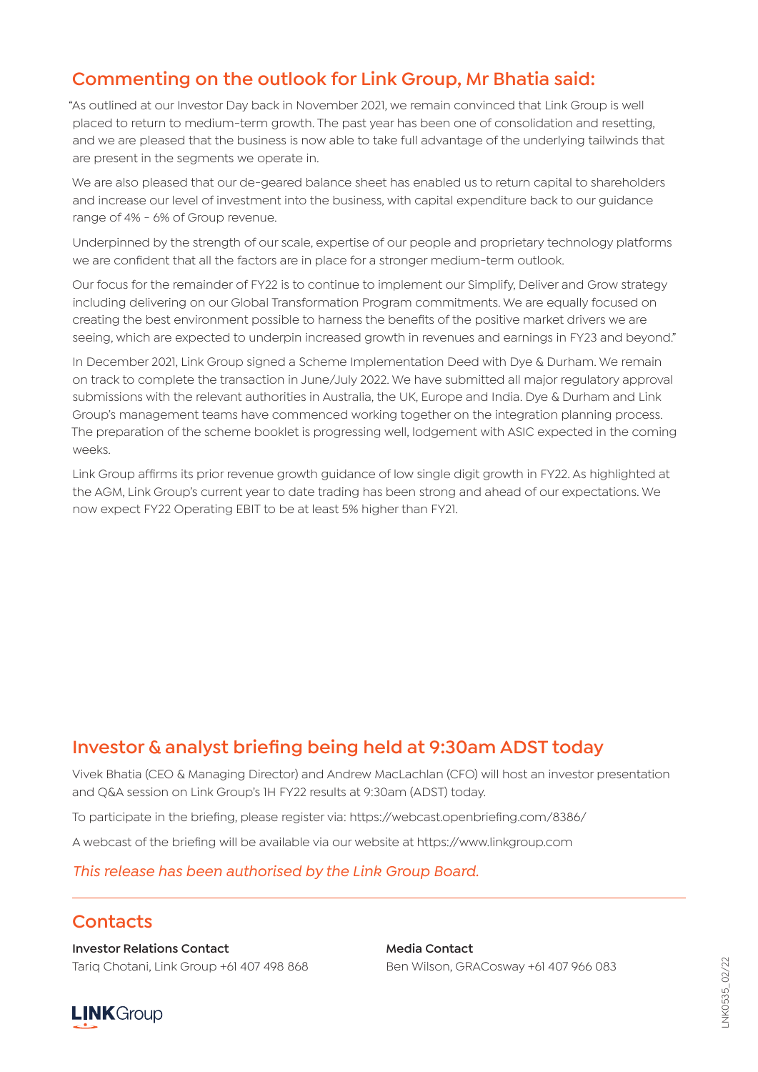## Commenting on the outlook for Link Group, Mr Bhatia said:

"As outlined at our Investor Day back in November 2021, we remain convinced that Link Group is well placed to return to medium-term growth. The past year has been one of consolidation and resetting, and we are pleased that the business is now able to take full advantage of the underlying tailwinds that are present in the segments we operate in.

We are also pleased that our de-geared balance sheet has enabled us to return capital to shareholders and increase our level of investment into the business, with capital expenditure back to our guidance range of 4% - 6% of Group revenue.

Underpinned by the strength of our scale, expertise of our people and proprietary technology platforms we are confident that all the factors are in place for a stronger medium-term outlook.

Our focus for the remainder of FY22 is to continue to implement our Simplify, Deliver and Grow strategy including delivering on our Global Transformation Program commitments. We are equally focused on creating the best environment possible to harness the benefits of the positive market drivers we are seeing, which are expected to underpin increased growth in revenues and earnings in FY23 and beyond."

In December 2021, Link Group signed a Scheme Implementation Deed with Dye & Durham. We remain on track to complete the transaction in June/July 2022. We have submitted all major regulatory approval submissions with the relevant authorities in Australia, the UK, Europe and India. Dye & Durham and Link Group's management teams have commenced working together on the integration planning process. The preparation of the scheme booklet is progressing well, lodgement with ASIC expected in the coming weeks.

Link Group affirms its prior revenue growth guidance of low single digit growth in FY22. As highlighted at the AGM, Link Group's current year to date trading has been strong and ahead of our expectations. We now expect FY22 Operating EBIT to be at least 5% higher than FY21.

## Investor & analyst briefing being held at 9:30am ADST today

Vivek Bhatia (CEO & Managing Director) and Andrew MacLachlan (CFO) will host an investor presentation and Q&A session on Link Group's 1H FY22 results at 9:30am (ADST) today.

To participate in the briefing, please register via: https://webcast.openbriefing.com/8386/

A webcast of the briefing will be available via our website at https://www.linkgroup.com

*This release has been authorised by the Link Group Board.*

## Contacts

**Investor Relations Contact**
Tariq Chotani, Link Group +61 407 498 868

**Media Contact**
Ben Wilson, GRACosway +61 407 966 083

LINK Group

LNK0535_02/22